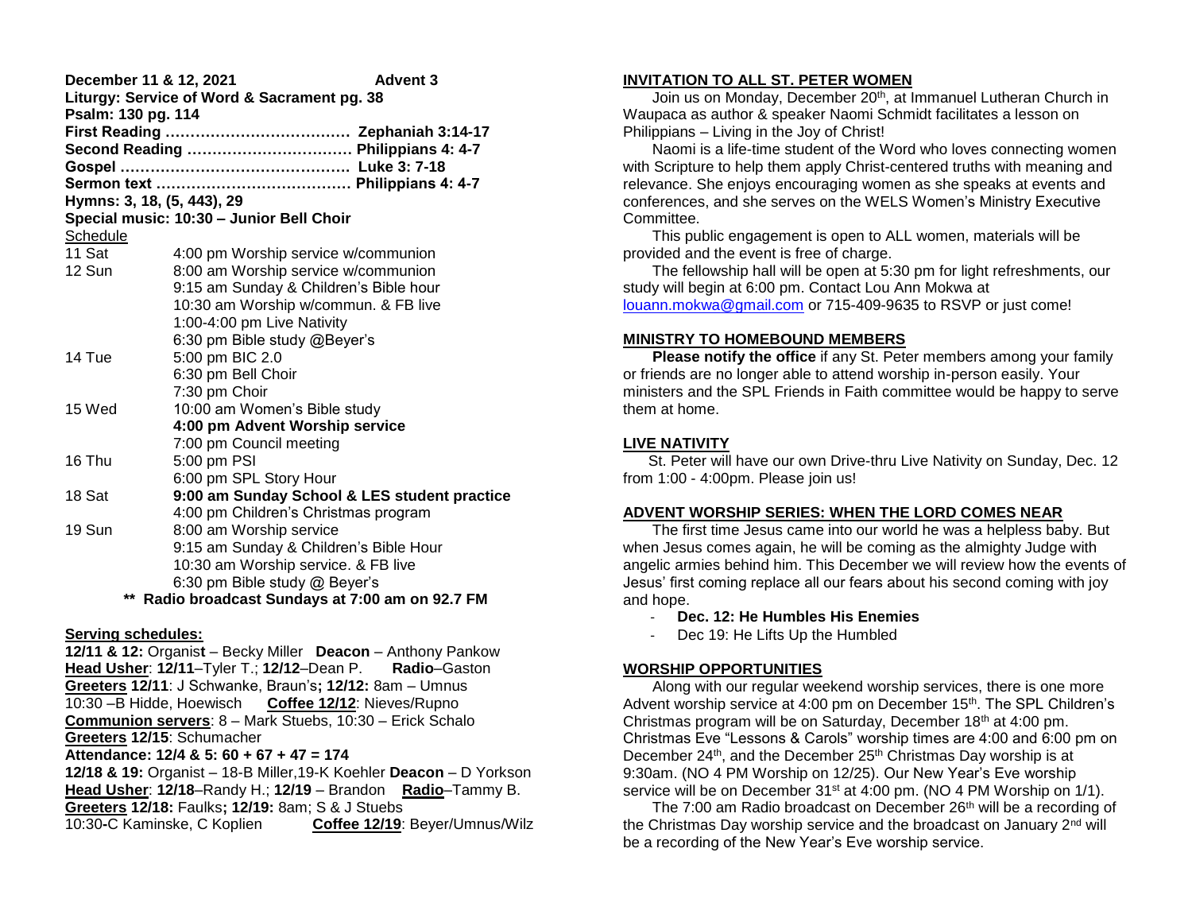**December 11 & 12, 2021 — Advent 3**

**Liturgy: Service of Word & Sacrament pg. 38**

**Psalm: 130 pg. 114**

**First Reading ……………………………… Zephaniah 3:14-17**

**Second Reading …………………………… Philippians 4: 4-7**

**Gospel ……………………………………… Luke 3: 7-18**

**Sermon text ………………………………… Philippians 4: 4-7**

**Hymns: 3, 18, (5, 443), 29**

**Special music: 10:30 – Junior Bell Choir**

Schedule

| | |
|---|---|
| 11 Sat | 4:00 pm Worship service w/communion |
| 12 Sun | 8:00 am Worship service w/communion |
| | 9:15 am Sunday & Children's Bible hour |
| | 10:30 am Worship w/commun. & FB live |
| | 1:00-4:00 pm Live Nativity |
| | 6:30 pm Bible study @Beyer's |
| 14 Tue | 5:00 pm BIC 2.0 |
| | 6:30 pm Bell Choir |
| | 7:30 pm Choir |
| 15 Wed | 10:00 am Women's Bible study |
| | **4:00 pm Advent Worship service** |
| | 7:00 pm Council meeting |
| 16 Thu | 5:00 pm PSI |
| | 6:00 pm SPL Story Hour |
| 18 Sat | **9:00 am Sunday School & LES student practice** |
| | 4:00 pm Children's Christmas program |
| 19 Sun | 8:00 am Worship service |
| | 9:15 am Sunday & Children's Bible Hour |
| | 10:30 am Worship service. & FB live |
| | 6:30 pm Bible study @ Beyer's |

**\*\* Radio broadcast Sundays at 7:00 am on 92.7 FM**

**Serving schedules:**

**12/11 & 12:** Organist – Becky Miller **Deacon** – Anthony Pankow
**Head Usher**: **12/11**–Tyler T.; **12/12**–Dean P. **Radio**–Gaston
**Greeters 12/11**: J Schwanke, Braun's**; 12/12:** 8am – Umnus
10:30 –B Hidde, Hoewisch **Coffee 12/12**: Nieves/Rupno
**Communion servers**: 8 – Mark Stuebs, 10:30 – Erick Schalo
**Greeters 12/15**: Schumacher
**Attendance: 12/4 & 5: 60 + 67 + 47 = 174**
**12/18 & 19:** Organist – 18-B Miller,19-K Koehler **Deacon** – D Yorkson
**Head Usher**: **12/18**–Randy H.; **12/19** – Brandon **Radio**–Tammy B.
**Greeters 12/18:** Faulks**; 12/19:** 8am; S & J Stuebs
10:30-C Kaminske, C Koplien **Coffee 12/19**: Beyer/Umnus/Wilz

## INVITATION TO ALL ST. PETER WOMEN

Join us on Monday, December 20th, at Immanuel Lutheran Church in Waupaca as author & speaker Naomi Schmidt facilitates a lesson on Philippians – Living in the Joy of Christ!

Naomi is a life-time student of the Word who loves connecting women with Scripture to help them apply Christ-centered truths with meaning and relevance. She enjoys encouraging women as she speaks at events and conferences, and she serves on the WELS Women's Ministry Executive Committee.

This public engagement is open to ALL women, materials will be provided and the event is free of charge.

The fellowship hall will be open at 5:30 pm for light refreshments, our study will begin at 6:00 pm. Contact Lou Ann Mokwa at louann.mokwa@gmail.com or 715-409-9635 to RSVP or just come!

## MINISTRY TO HOMEBOUND MEMBERS

**Please notify the office** if any St. Peter members among your family or friends are no longer able to attend worship in-person easily. Your ministers and the SPL Friends in Faith committee would be happy to serve them at home.

## LIVE NATIVITY

St. Peter will have our own Drive-thru Live Nativity on Sunday, Dec. 12 from 1:00 - 4:00pm. Please join us!

## ADVENT WORSHIP SERIES: WHEN THE LORD COMES NEAR

The first time Jesus came into our world he was a helpless baby. But when Jesus comes again, he will be coming as the almighty Judge with angelic armies behind him. This December we will review how the events of Jesus' first coming replace all our fears about his second coming with joy and hope.

- **Dec. 12: He Humbles His Enemies**
- Dec 19: He Lifts Up the Humbled

## WORSHIP OPPORTUNITIES

Along with our regular weekend worship services, there is one more Advent worship service at 4:00 pm on December 15th. The SPL Children's Christmas program will be on Saturday, December 18th at 4:00 pm. Christmas Eve "Lessons & Carols" worship times are 4:00 and 6:00 pm on December 24th, and the December 25th Christmas Day worship is at 9:30am. (NO 4 PM Worship on 12/25). Our New Year's Eve worship service will be on December 31st at 4:00 pm. (NO 4 PM Worship on 1/1).

The 7:00 am Radio broadcast on December 26th will be a recording of the Christmas Day worship service and the broadcast on January 2nd will be a recording of the New Year's Eve worship service.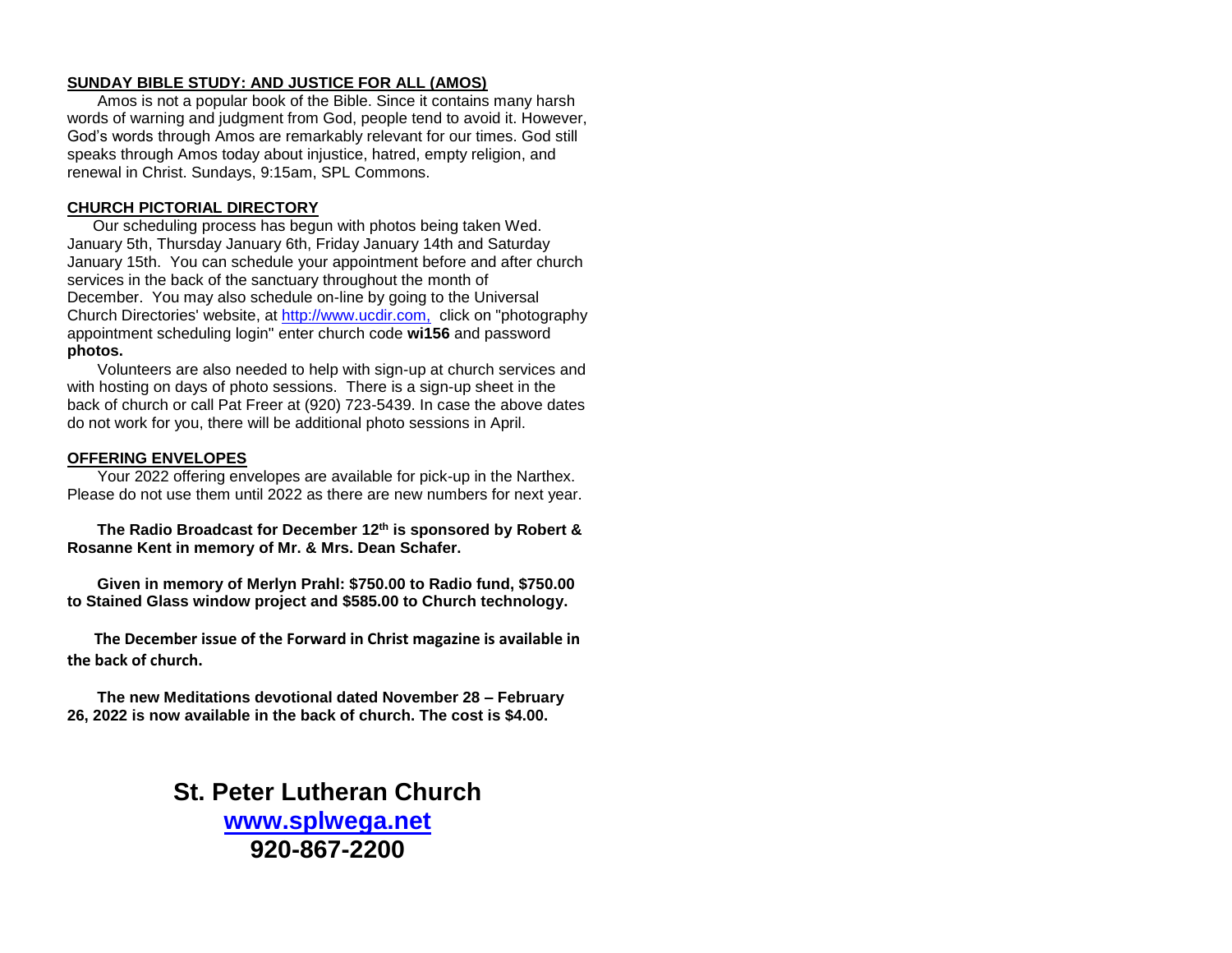## SUNDAY BIBLE STUDY: AND JUSTICE FOR ALL (AMOS)

Amos is not a popular book of the Bible. Since it contains many harsh words of warning and judgment from God, people tend to avoid it. However, God's words through Amos are remarkably relevant for our times. God still speaks through Amos today about injustice, hatred, empty religion, and renewal in Christ. Sundays, 9:15am, SPL Commons.

## CHURCH PICTORIAL DIRECTORY

Our scheduling process has begun with photos being taken Wed. January 5th, Thursday January 6th, Friday January 14th and Saturday January 15th. You can schedule your appointment before and after church services in the back of the sanctuary throughout the month of December. You may also schedule on-line by going to the Universal Church Directories' website, at http://www.ucdir.com, click on "photography appointment scheduling login" enter church code **wi156** and password **photos.**

Volunteers are also needed to help with sign-up at church services and with hosting on days of photo sessions. There is a sign-up sheet in the back of church or call Pat Freer at (920) 723-5439. In case the above dates do not work for you, there will be additional photo sessions in April.

## OFFERING ENVELOPES

Your 2022 offering envelopes are available for pick-up in the Narthex. Please do not use them until 2022 as there are new numbers for next year.

**The Radio Broadcast for December 12th is sponsored by Robert & Rosanne Kent in memory of Mr. & Mrs. Dean Schafer.**

**Given in memory of Merlyn Prahl: $750.00 to Radio fund, $750.00 to Stained Glass window project and $585.00 to Church technology.**

**The December issue of the Forward in Christ magazine is available in the back of church.**

**The new Meditations devotional dated November 28 – February 26, 2022 is now available in the back of church. The cost is $4.00.**

# St. Peter Lutheran Church

**www.splwega.net**

**920-867-2200**